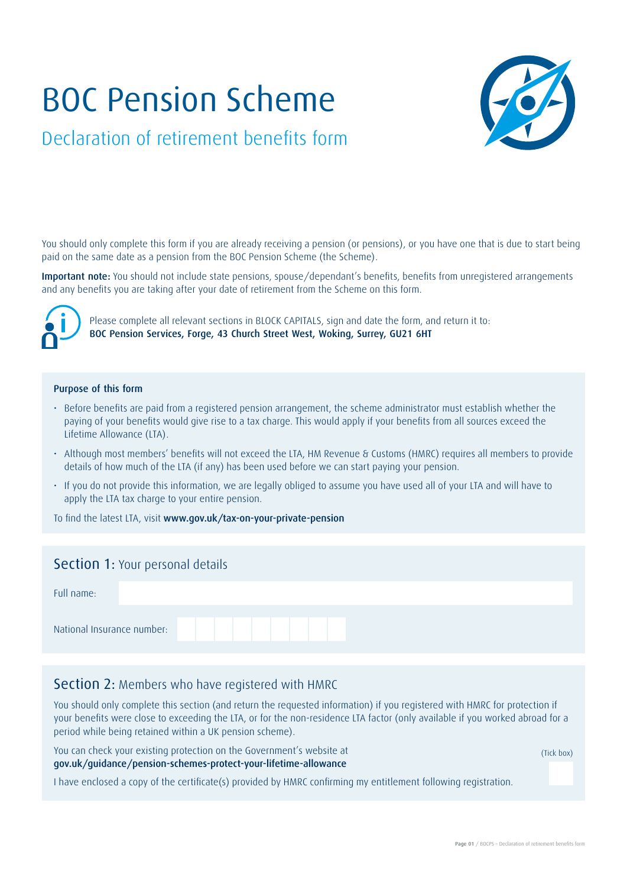# BOC Pension Scheme

## Declaration of retirement benefits form

You should only complete this form if you are already receiving a pension (or pensions), or you have one that is due to start being paid on the same date as a pension from the BOC Pension Scheme (the Scheme).

**Important note:** You should not include state pensions, spouse/dependant's benefits, benefits from unregistered arrangements and any benefits you are taking after your date of retirement from the Scheme on this form.

Please complete all relevant sections in BLOCK CAPITALS, sign and date the form, and return it to:
**BOC Pension Services, Forge, 43 Church Street West, Woking, Surrey, GU21 6HT**

### Purpose of this form

- Before benefits are paid from a registered pension arrangement, the scheme administrator must establish whether the paying of your benefits would give rise to a tax charge. This would apply if your benefits from all sources exceed the Lifetime Allowance (LTA).
- Although most members' benefits will not exceed the LTA, HM Revenue & Customs (HMRC) requires all members to provide details of how much of the LTA (if any) has been used before we can start paying your pension.
- If you do not provide this information, we are legally obliged to assume you have used all of your LTA and will have to apply the LTA tax charge to your entire pension.

To find the latest LTA, visit **www.gov.uk/tax-on-your-private-pension**

## Section 1: Your personal details

Full name:

National Insurance number:

## Section 2: Members who have registered with HMRC

You should only complete this section (and return the requested information) if you registered with HMRC for protection if your benefits were close to exceeding the LTA, or for the non-residence LTA factor (only available if you worked abroad for a period while being retained within a UK pension scheme).

You can check your existing protection on the Government's website at
**gov.uk/guidance/pension-schemes-protect-your-lifetime-allowance**

(Tick box)

I have enclosed a copy of the certificate(s) provided by HMRC confirming my entitlement following registration. ☐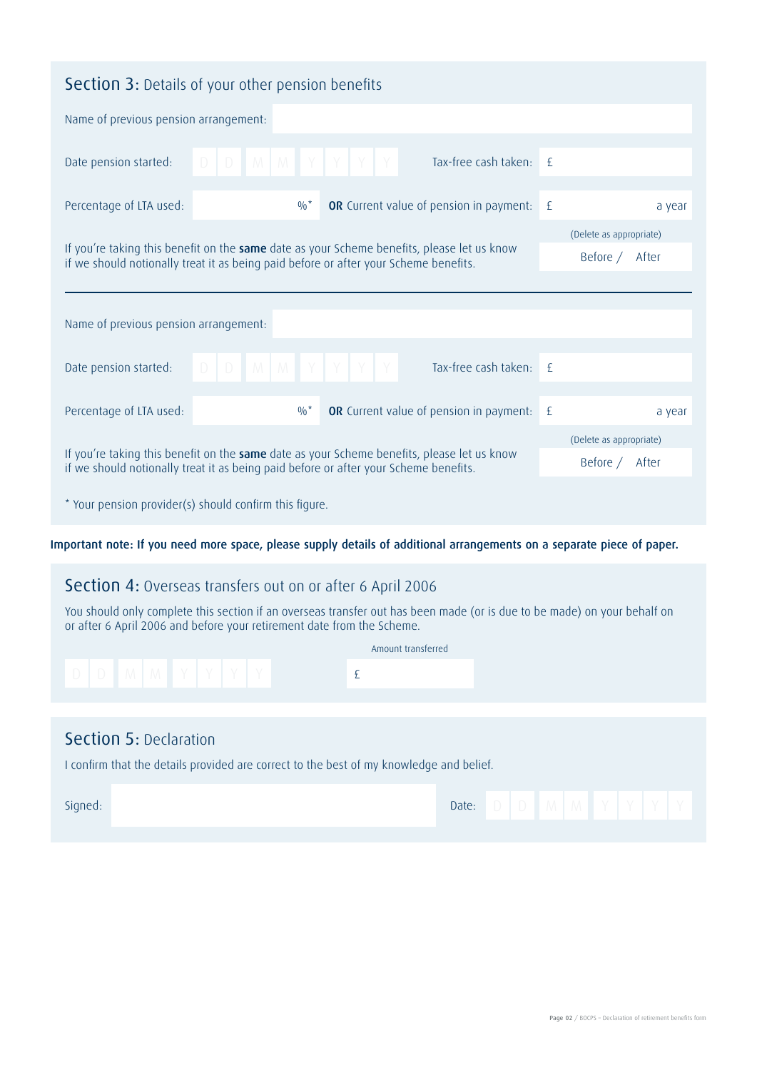## Section 3: Details of your other pension benefits

Name of previous pension arrangement:

Date pension started: D D M M Y Y Y Y

Tax-free cash taken: £

Percentage of LTA used: %*

**OR** Current value of pension in payment: £ a year

If you're taking this benefit on the **same** date as your Scheme benefits, please let us know if we should notionally treat it as being paid before or after your Scheme benefits.

(Delete as appropriate)
Before / After

---

Name of previous pension arrangement:

Date pension started: D D M M Y Y Y Y

Tax-free cash taken: £

Percentage of LTA used: %*

**OR** Current value of pension in payment: £ a year

If you're taking this benefit on the **same** date as your Scheme benefits, please let us know if we should notionally treat it as being paid before or after your Scheme benefits.

(Delete as appropriate)
Before / After

* Your pension provider(s) should confirm this figure.

**Important note: If you need more space, please supply details of additional arrangements on a separate piece of paper.**

## Section 4: Overseas transfers out on or after 6 April 2006

You should only complete this section if an overseas transfer out has been made (or is due to be made) on your behalf on or after 6 April 2006 and before your retirement date from the Scheme.

D D M M Y Y Y Y

Amount transferred
£

## Section 5: Declaration

I confirm that the details provided are correct to the best of my knowledge and belief.

Signed:

Date: D D M M Y Y Y Y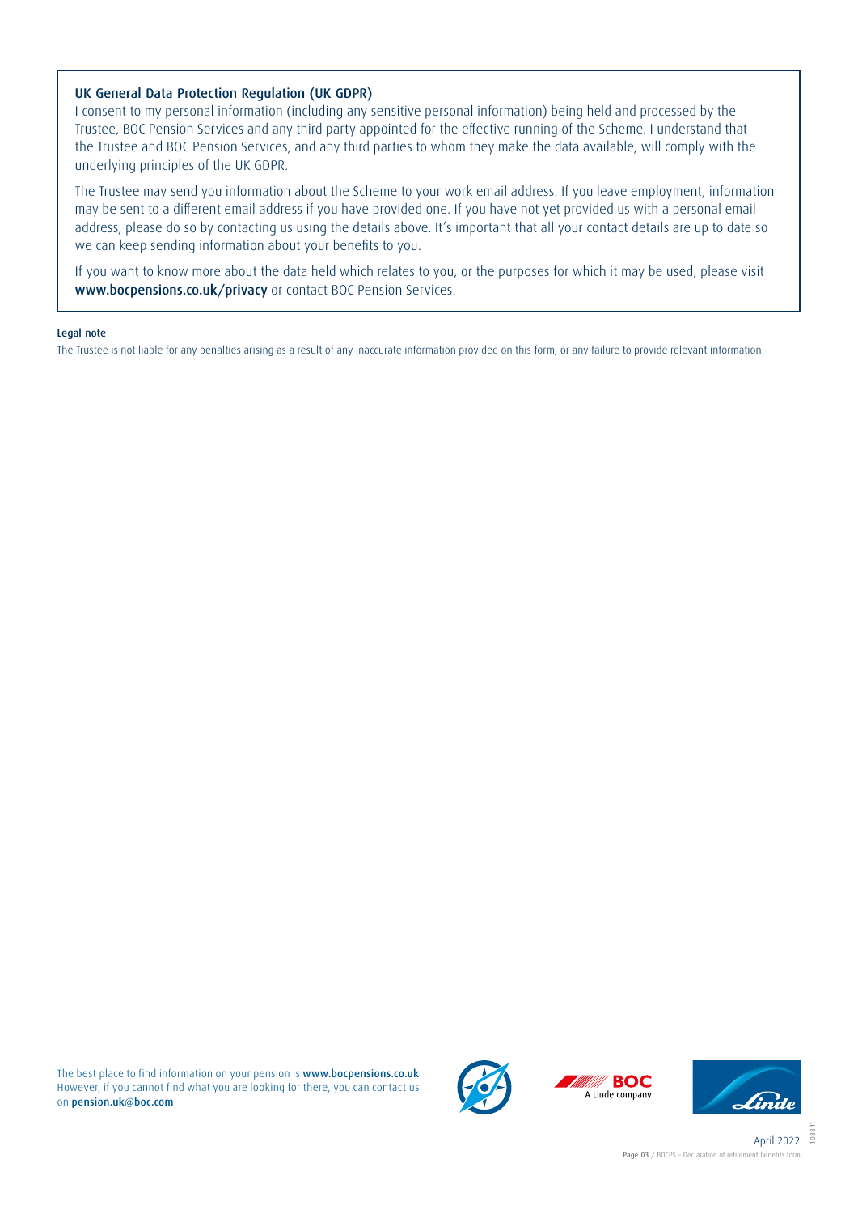### UK General Data Protection Regulation (UK GDPR)

I consent to my personal information (including any sensitive personal information) being held and processed by the Trustee, BOC Pension Services and any third party appointed for the effective running of the Scheme. I understand that the Trustee and BOC Pension Services, and any third parties to whom they make the data available, will comply with the underlying principles of the UK GDPR.

The Trustee may send you information about the Scheme to your work email address. If you leave employment, information may be sent to a different email address if you have provided one. If you have not yet provided us with a personal email address, please do so by contacting us using the details above. It's important that all your contact details are up to date so we can keep sending information about your benefits to you.

If you want to know more about the data held which relates to you, or the purposes for which it may be used, please visit **www.bocpensions.co.uk/privacy** or contact BOC Pension Services.

#### Legal note

The Trustee is not liable for any penalties arising as a result of any inaccurate information provided on this form, or any failure to provide relevant information.

The best place to find information on your pension is **www.bocpensions.co.uk**
However, if you cannot find what you are looking for there, you can contact us on **pension.uk@boc.com**

April 2022